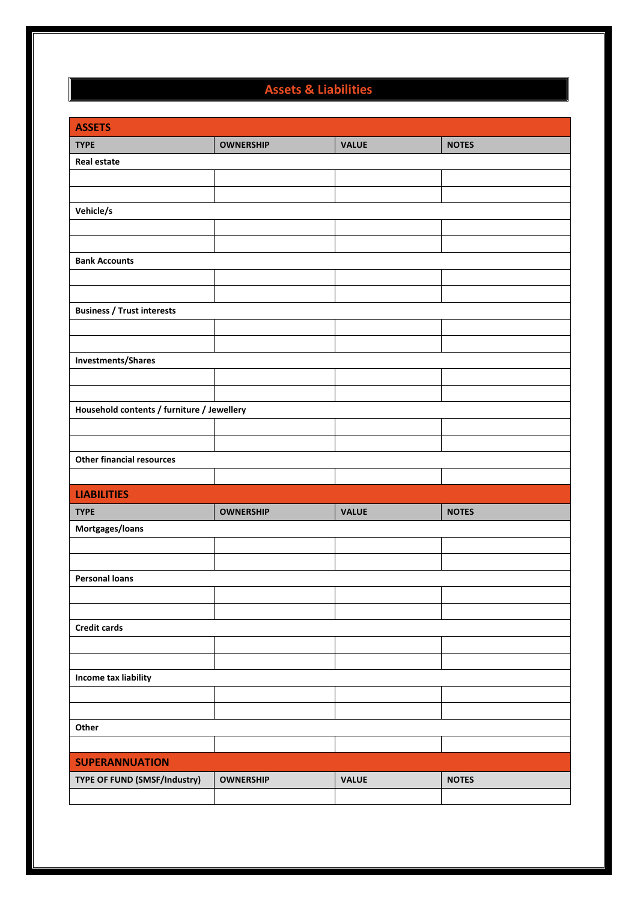# Assets & Liabilities

| ASSETS | | | |
|---|---|---|---|
| **TYPE** | **OWNERSHIP** | **VALUE** | **NOTES** |
| **Real estate** | | | |
| | | | |
| | | | |
| **Vehicle/s** | | | |
| | | | |
| | | | |
| **Bank Accounts** | | | |
| | | | |
| | | | |
| **Business / Trust interests** | | | |
| | | | |
| | | | |
| **Investments/Shares** | | | |
| | | | |
| | | | |
| **Household contents / furniture / Jewellery** | | | |
| | | | |
| | | | |
| **Other financial resources** | | | |
| | | | |

| LIABILITIES | | | |
|---|---|---|---|
| **TYPE** | **OWNERSHIP** | **VALUE** | **NOTES** |
| **Mortgages/loans** | | | |
| | | | |
| | | | |
| **Personal loans** | | | |
| | | | |
| | | | |
| **Credit cards** | | | |
| | | | |
| | | | |
| **Income tax liability** | | | |
| | | | |
| | | | |
| **Other** | | | |
| | | | |

| SUPERANNUATION | | | |
|---|---|---|---|
| **TYPE OF FUND (SMSF/Industry)** | **OWNERSHIP** | **VALUE** | **NOTES** |
| | | | |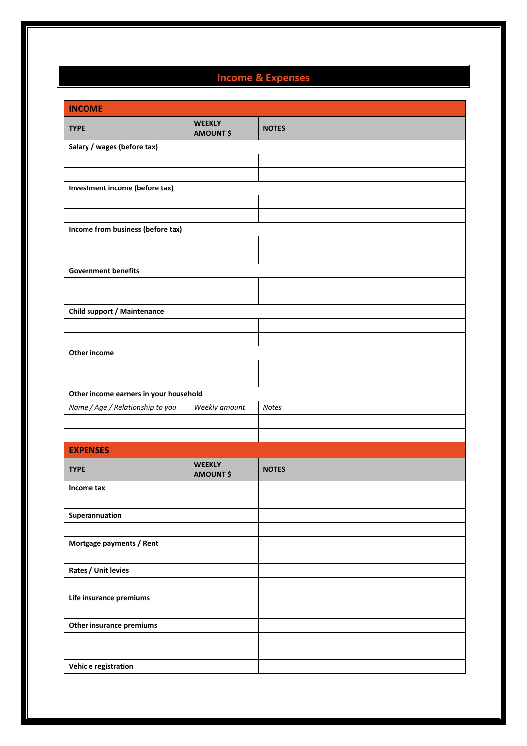# Income & Expenses

| INCOME | | |
|---|---|---|
| **TYPE** | **WEEKLY AMOUNT $** | **NOTES** |
| **Salary / wages (before tax)** | | |
| | | |
| | | |
| **Investment income (before tax)** | | |
| | | |
| | | |
| **Income from business (before tax)** | | |
| | | |
| | | |
| **Government benefits** | | |
| | | |
| | | |
| **Child support / Maintenance** | | |
| | | |
| | | |
| **Other income** | | |
| | | |
| | | |
| **Other income earners in your household** | | |
| *Name / Age / Relationship to you* | *Weekly amount* | *Notes* |
| | | |
| | | |

| EXPENSES | | |
|---|---|---|
| **TYPE** | **WEEKLY AMOUNT $** | **NOTES** |
| **Income tax** | | |
| | | |
| **Superannuation** | | |
| | | |
| **Mortgage payments / Rent** | | |
| | | |
| **Rates / Unit levies** | | |
| | | |
| **Life insurance premiums** | | |
| | | |
| **Other insurance premiums** | | |
| | | |
| | | |
| **Vehicle registration** | | |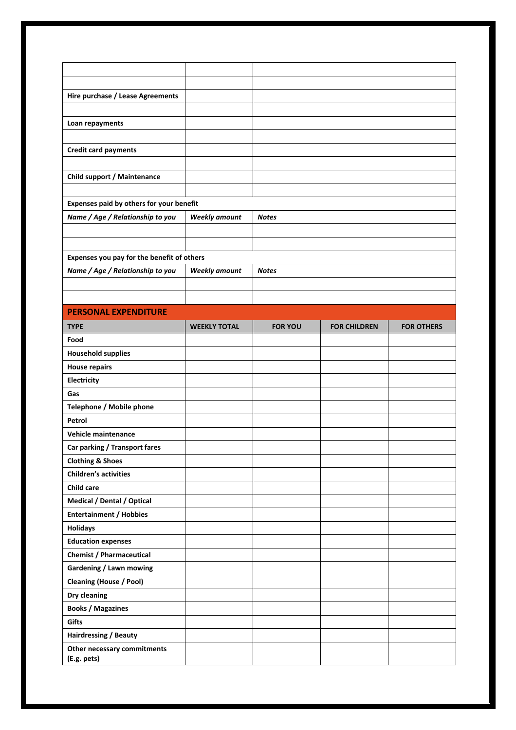| | | |
|---|---|---|
| | | |
| | | |
| **Hire purchase / Lease Agreements** | | |
| | | |
| **Loan repayments** | | |
| | | |
| **Credit card payments** | | |
| | | |
| **Child support / Maintenance** | | |
| | | |
| **Expenses paid by others for your benefit** | | |
| ***Name / Age / Relationship to you*** | ***Weekly amount*** | ***Notes*** |
| | | |
| | | |
| **Expenses you pay for the benefit of others** | | |
| ***Name / Age / Relationship to you*** | ***Weekly amount*** | ***Notes*** |
| | | |
| | | |

## PERSONAL EXPENDITURE

| TYPE | WEEKLY TOTAL | FOR YOU | FOR CHILDREN | FOR OTHERS |
|---|---|---|---|---|
| **Food** | | | | |
| **Household supplies** | | | | |
| **House repairs** | | | | |
| **Electricity** | | | | |
| **Gas** | | | | |
| **Telephone / Mobile phone** | | | | |
| **Petrol** | | | | |
| **Vehicle maintenance** | | | | |
| **Car parking / Transport fares** | | | | |
| **Clothing & Shoes** | | | | |
| **Children's activities** | | | | |
| **Child care** | | | | |
| **Medical / Dental / Optical** | | | | |
| **Entertainment / Hobbies** | | | | |
| **Holidays** | | | | |
| **Education expenses** | | | | |
| **Chemist / Pharmaceutical** | | | | |
| **Gardening / Lawn mowing** | | | | |
| **Cleaning (House / Pool)** | | | | |
| **Dry cleaning** | | | | |
| **Books / Magazines** | | | | |
| **Gifts** | | | | |
| **Hairdressing / Beauty** | | | | |
| **Other necessary commitments (E.g. pets)** | | | | |